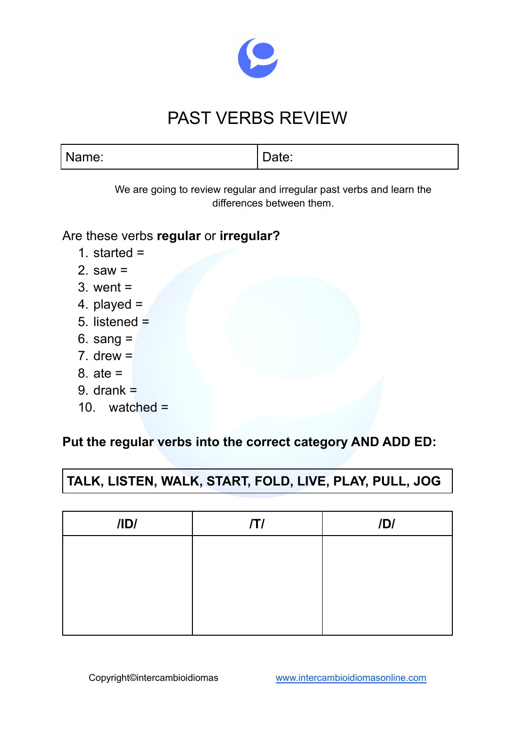# PAST VERBS REVIEW

| Name: | Date: |
| --- | --- |

We are going to review regular and irregular past verbs and learn the differences between them.

Are these verbs **regular** or **irregular?**

1. started =
2. saw =
3. went =
4. played =
5. listened =
6. sang =
7. drew =
8. ate =
9. drank =
10. watched =

**Put the regular verbs into the correct category AND ADD ED:**

| TALK, LISTEN, WALK, START, FOLD, LIVE, PLAY, PULL, JOG |
| --- |

| /ID/ | /T/ | /D/ |
| --- | --- | --- |
| | | |

Copyright©intercambioidiomas www.intercambioidiomasonline.com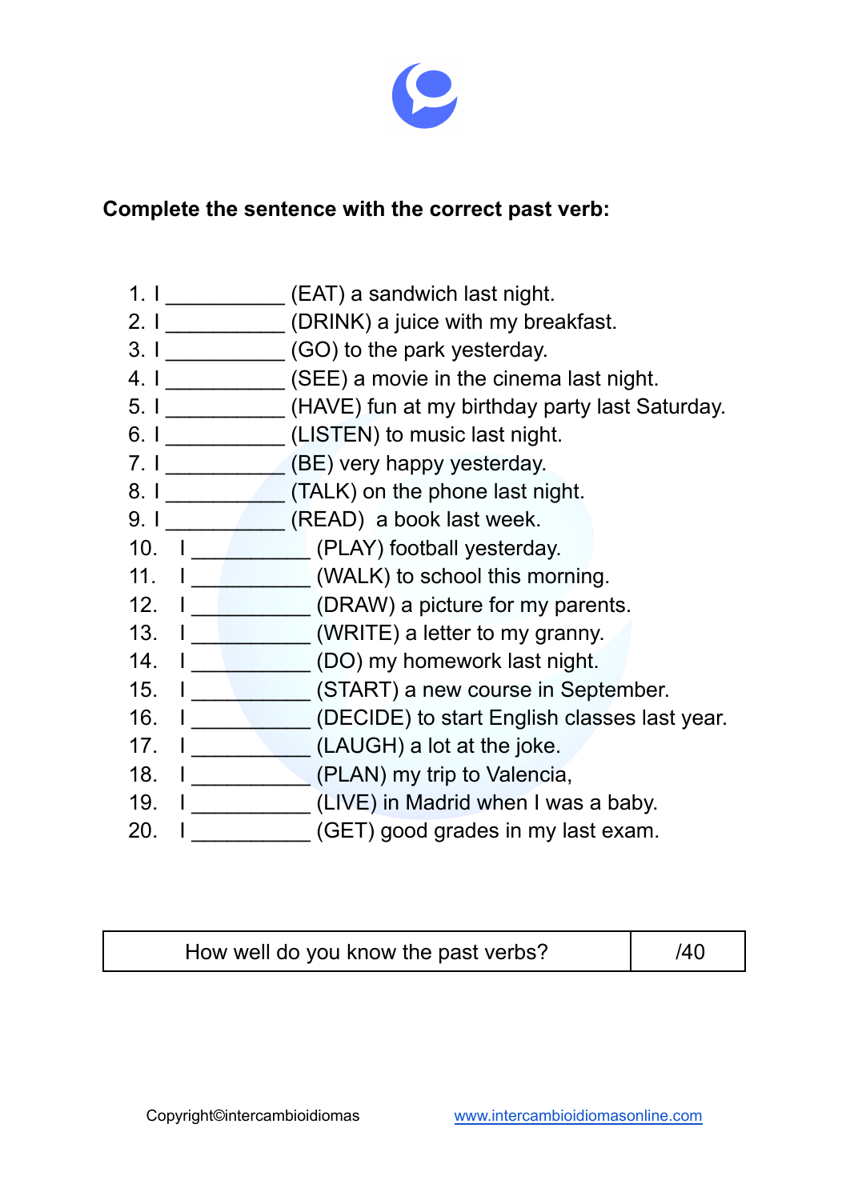**Complete the sentence with the correct past verb:**

1. I __________ (EAT) a sandwich last night.
2. I __________ (DRINK) a juice with my breakfast.
3. I __________ (GO) to the park yesterday.
4. I __________ (SEE) a movie in the cinema last night.
5. I __________ (HAVE) fun at my birthday party last Saturday.
6. I __________ (LISTEN) to music last night.
7. I __________ (BE) very happy yesterday.
8. I __________ (TALK) on the phone last night.
9. I __________ (READ)  a book last week.
10. I __________ (PLAY) football yesterday.
11. I __________ (WALK) to school this morning.
12. I __________ (DRAW) a picture for my parents.
13. I __________ (WRITE) a letter to my granny.
14. I __________ (DO) my homework last night.
15. I __________ (START) a new course in September.
16. I __________ (DECIDE) to start English classes last year.
17. I __________ (LAUGH) a lot at the joke.
18. I __________ (PLAN) my trip to Valencia,
19. I __________ (LIVE) in Madrid when I was a baby.
20. I __________ (GET) good grades in my last exam.

| | |
|---|---|
| How well do you know the past verbs? | /40 |

Copyright©intercambioidiomas    www.intercambioidiomasonline.com